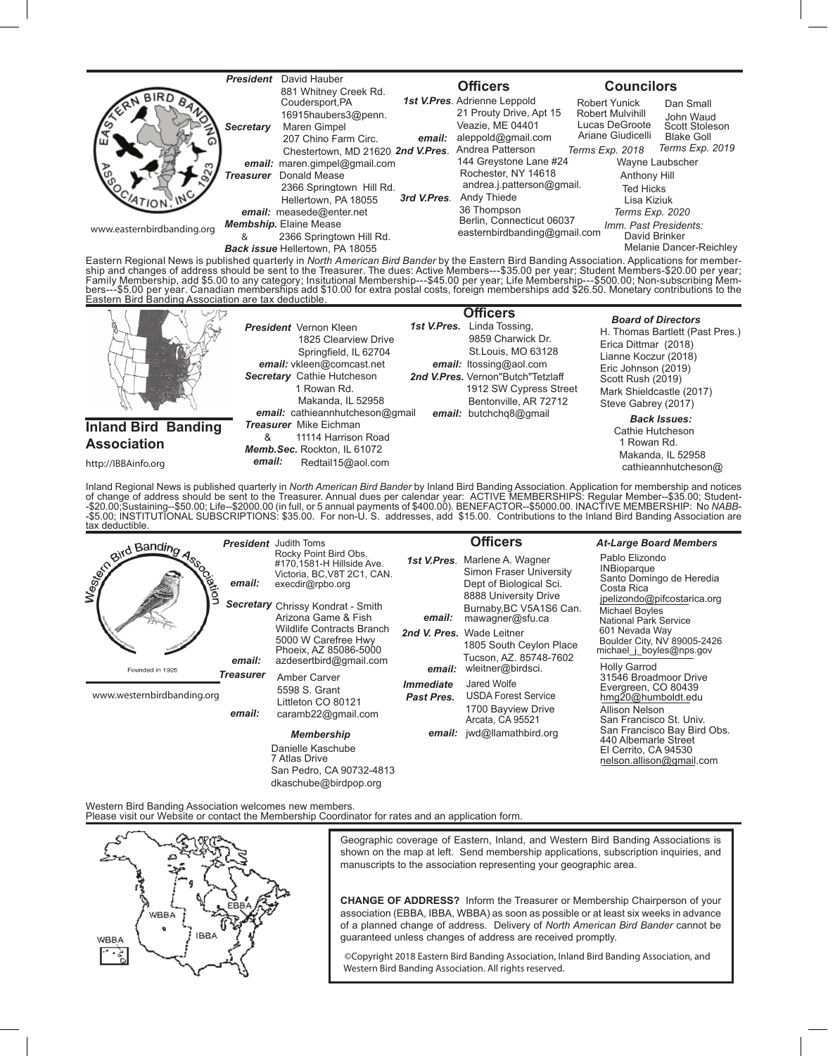## Eastern Bird Banding Association, Inc. 1923

www.easternbirdbanding.org

***President*** David Hauber
881 Whitney Creek Rd.
Coudersport,PA
16915haubers3@penn.

***Secretary*** Maren Gimpel
207 Chino Farm Circ.
Chestertown, MD 21620
***email:*** maren.gimpel@gmail.com

***Treasurer*** Donald Mease
2366 Springtown Hill Rd.
Hellertown, PA 18055
***email:*** measede@enter.net

***Membship.*** Elaine Mease
& 2366 Springtown Hill Rd.
***Back issue*** Hellertown, PA 18055

### Officers

***1st V.Pres.*** Adrienne Leppold
21 Prouty Drive, Apt 15
Veazie, ME 04401
***email:*** aleppold@gmail.com

***2nd V.Pres.*** Andrea Patterson
144 Greystone Lane #24
Rochester, NY 14618
andrea.j.patterson@gmail.

***3rd V.Pres.*** Andy Thiede
36 Thompson
Berlin, Connecticut 06037
easternbirdbanding@gmail.com

### Councilors

Robert Yunick
Robert Mulvihill
Lucas DeGroote
Ariane Giudicelli
*Terms Exp. 2018*

Dan Small
John Waud
Scott Stoleson
Blake Goll
*Terms Exp. 2019*

Wayne Laubscher
Anthony Hill
Ted Hicks
Lisa Kiziuk
*Terms Exp. 2020*

*Imm. Past Presidents:*
David Brinker
Melanie Dancer-Reichley

Eastern Regional News is published quarterly in *North American Bird Bander* by the Eastern Bird Banding Association. Applications for membership and changes of address should be sent to the Treasurer. The dues: Active Members---$35.00 per year; Student Members-$20.00 per year; Family Membership, add $5.00 to any category; Insitutional Membership---$45.00 per year; Life Membership---$500.00; Non-subscribing Members---$5.00 per year. Canadian memberships add $10.00 for extra postal costs, foreign memberships add $26.50. Monetary contributions to the Eastern Bird Banding Association are tax deductible.

## Inland Bird Banding Association

http://IBBAinfo.org

***President*** Vernon Kleen
1825 Clearview Drive
Springfield, IL 62704
***email:*** vkleen@comcast.net

***Secretary*** Cathie Hutcheson
1 Rowan Rd.
Makanda, IL 52958
***email:*** cathieannhutcheson@gmail

***Treasurer*** Mike Eichman
& 11114 Harrison Road
***Memb.Sec.*** Rockton, IL 61072
***email:*** Redtail15@aol.com

### Officers

***1st V.Pres.*** Linda Tossing,
9859 Charwick Dr.
St.Louis, MO 63128
***email:*** ltossing@aol.com

***2nd V.Pres.*** Vernon"Butch"Tetzlaff
1912 SW Cypress Street
Bentonville, AR 72712
***email:*** butchchq8@gmail

### *Board of Directors*

H. Thomas Bartlett (Past Pres.)
Erica Dittmar (2018)
Lianne Koczur (2018)
Eric Johnson (2019)
Scott Rush (2019)
Mark Shieldcastle (2017)
Steve Gabrey (2017)

***Back Issues:***
Cathie Hutcheson
1 Rowan Rd.
Makanda, IL 52958
cathieannhutcheson@

Inland Regional News is published quarterly in *North American Bird Bander* by Inland Bird Banding Association. Application for membership and notices of change of address should be sent to the Treasurer. Annual dues per calendar year: ACTIVE MEMBERSHIPS: Regular Member--$35.00; Student--$20.00;Sustaining--$50.00; Life--$2000.00 (in full, or 5 annual payments of $400.00). BENEFACTOR--$5000.00. INACTIVE MEMBERSHIP: No *NABB*--$5.00; INSTITUTIONAL SUBSCRIPTIONS: $35.00. For non-U. S. addresses, add $15.00. Contributions to the Inland Bird Banding Association are tax deductible.

## Western Bird Banding Association

Founded in 1925

www.westernbirdbanding.org

***President*** Judith Toms
Rocky Point Bird Obs.
#170,1581-H Hillside Ave.
Victoria, BC,V8T 2C1, CAN.
***email:*** execdir@rpbo.org

***Secretary*** Chrissy Kondrat - Smith
Arizona Game & Fish
Wildlife Contracts Branch
5000 W Carefree Hwy
Phoeix, AZ 85086-5000
***email:*** azdesertbird@gmail.com

***Treasurer*** Amber Carver
5598 S. Grant
Littleton CO 80121
***email:*** caramb22@gmail.com

***Membership***
Danielle Kaschube
7 Atlas Drive
San Pedro, CA 90732-4813
dkaschube@birdpop.org

### Officers

***1st V.Pres.*** Marlene A. Wagner
Simon Fraser University
Dept of Biological Sci.
8888 University Drive
Burnaby,BC V5A1S6 Can.
***email:*** mawagner@sfu.ca

***2nd V. Pres.*** Wade Leitner
1805 South Ceylon Place
Tucson, AZ. 85748-7602
***email:*** wleitner@birdsci.

***Immediate Past Pres.*** Jared Wolfe
USDA Forest Service
1700 Bayview Drive
Arcata, CA 95521
***email:*** jwd@llamathbird.org

### *At-Large Board Members*

Pablo Elizondo
INBioparque
Santo Domingo de Heredia
Costa Rica
jpelizondo@pifcostarica.org

Michael Boyles
National Park Service
601 Nevada Way
Boulder City, NV 89005-2426
michael_j_boyles@nps.gov

Holly Garrod
31546 Broadmoor Drive
Evergreen, CO 80439
hmg20@humboldt.edu

Allison Nelson
San Francisco St. Univ.
San Francisco Bay Bird Obs.
440 Albemarle Street
El Cerrito, CA 94530
nelson.allison@gmail.com

Western Bird Banding Association welcomes new members.
Please visit our Website or contact the Membership Coordinator for rates and an application form.

Geographic coverage of Eastern, Inland, and Western Bird Banding Associations is shown on the map at left. Send membership applications, subscription inquiries, and manuscripts to the association representing your geographic area.

**CHANGE OF ADDRESS?** Inform the Treasurer or Membership Chairperson of your association (EBBA, IBBA, WBBA) as soon as possible or at least six weeks in advance of a planned change of address. Delivery of *North American Bird Bander* cannot be guaranteed unless changes of address are received promptly.

©Copyright 2018 Eastern Bird Banding Association, Inland Bird Banding Association, and Western Bird Banding Association. All rights reserved.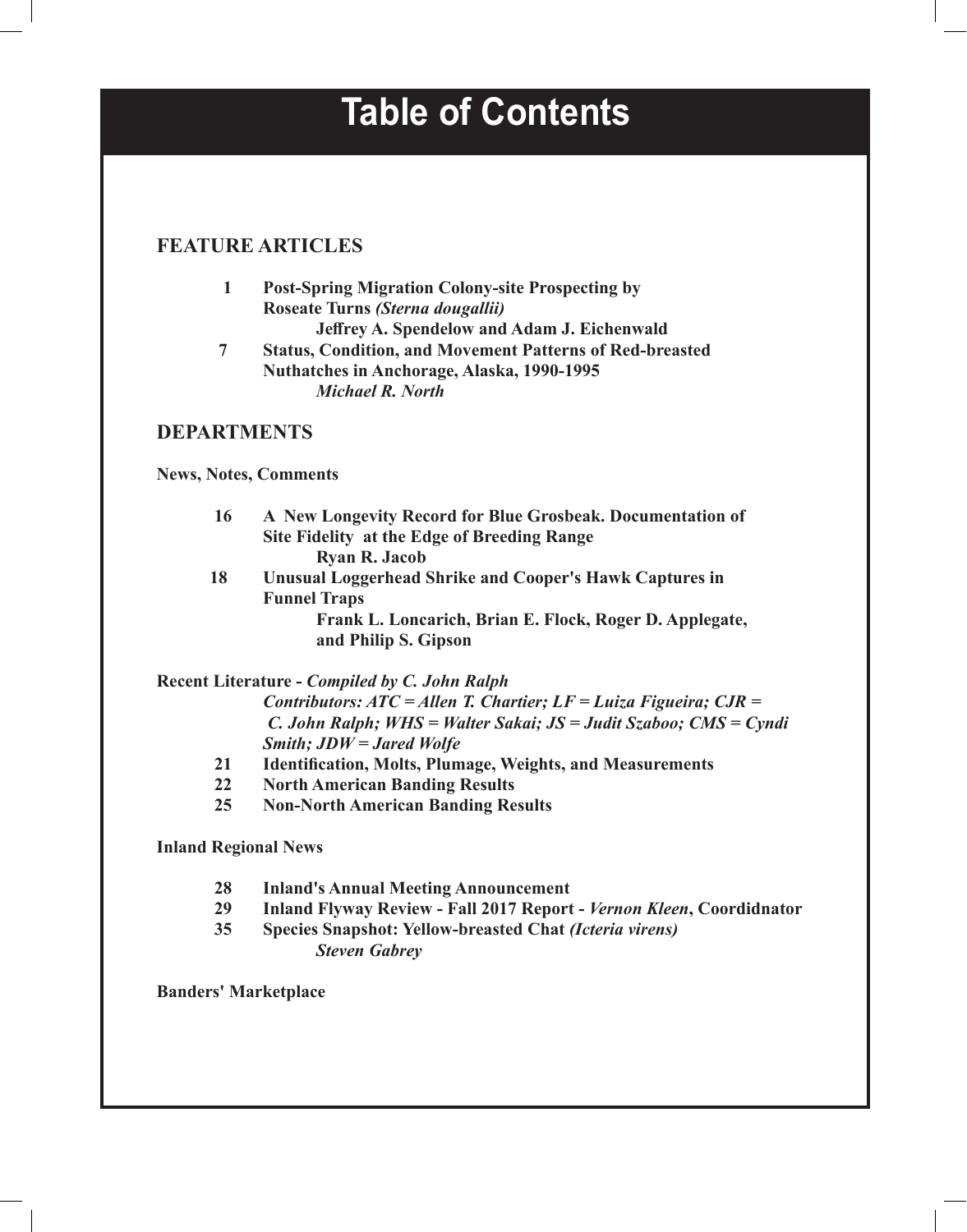# Table of Contents

## FEATURE ARTICLES

**1** **Post-Spring Migration Colony-site Prospecting by Roseate Turns *(Sterna dougallii)***
**Jeffrey A. Spendelow and Adam J. Eichenwald**

**7** **Status, Condition, and Movement Patterns of Red-breasted Nuthatches in Anchorage, Alaska, 1990-1995**
***Michael R. North***

## DEPARTMENTS

**News, Notes, Comments**

**16** **A New Longevity Record for Blue Grosbeak. Documentation of Site Fidelity at the Edge of Breeding Range**
**Ryan R. Jacob**

**18** **Unusual Loggerhead Shrike and Cooper's Hawk Captures in Funnel Traps**
**Frank L. Loncarich, Brian E. Flock, Roger D. Applegate, and Philip S. Gipson**

**Recent Literature - *Compiled by C. John Ralph***
***Contributors: ATC = Allen T. Chartier; LF = Luiza Figueira; CJR = C. John Ralph; WHS = Walter Sakai; JS = Judit Szaboo; CMS = Cyndi Smith; JDW = Jared Wolfe***

**21** **Identification, Molts, Plumage, Weights, and Measurements**

**22** **North American Banding Results**

**25** **Non-North American Banding Results**

**Inland Regional News**

**28** **Inland's Annual Meeting Announcement**

**29** **Inland Flyway Review - Fall 2017 Report - *Vernon Kleen*, Coordidnator**

**35** **Species Snapshot: Yellow-breasted Chat *(Icteria virens)***
***Steven Gabrey***

**Banders' Marketplace**